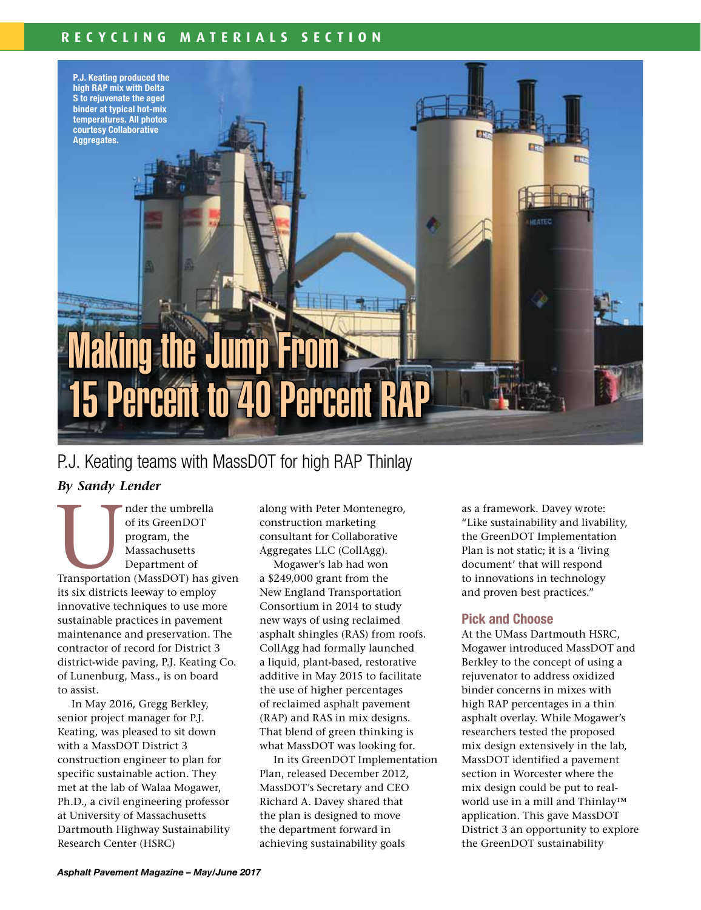# Making the Jump From 15 Percent to 40 Percent RAP

P.J. Keating produced the high RAP mix with Delta S to rejuvenate the aged binder at typical hot-mix temperatures. All photos courtesy Collaborative Aggregates.

## P.J. Keating teams with MassDOT for high RAP Thinlay

***By Sandy Lender***

Under the umbrella of its GreenDOT program, the Massachusetts Department of Transportation (MassDOT) has given its six districts leeway to employ innovative techniques to use more sustainable practices in pavement maintenance and preservation. The contractor of record for District 3 district-wide paving, P.J. Keating Co. of Lunenburg, Mass., is on board to assist.

In May 2016, Gregg Berkley, senior project manager for P.J. Keating, was pleased to sit down with a MassDOT District 3 construction engineer to plan for specific sustainable action. They met at the lab of Walaa Mogawer, Ph.D., a civil engineering professor at University of Massachusetts Dartmouth Highway Sustainability Research Center (HSRC) along with Peter Montenegro, construction marketing consultant for Collaborative Aggregates LLC (CollAgg).

Mogawer's lab had won a $249,000 grant from the New England Transportation Consortium in 2014 to study new ways of using reclaimed asphalt shingles (RAS) from roofs. CollAgg had formally launched a liquid, plant-based, restorative additive in May 2015 to facilitate the use of higher percentages of reclaimed asphalt pavement (RAP) and RAS in mix designs. That blend of green thinking is what MassDOT was looking for.

In its GreenDOT Implementation Plan, released December 2012, MassDOT's Secretary and CEO Richard A. Davey shared that the plan is designed to move the department forward in achieving sustainability goals as a framework. Davey wrote: "Like sustainability and livability, the GreenDOT Implementation Plan is not static; it is a 'living document' that will respond to innovations in technology and proven best practices."

### Pick and Choose

At the UMass Dartmouth HSRC, Mogawer introduced MassDOT and Berkley to the concept of using a rejuvenator to address oxidized binder concerns in mixes with high RAP percentages in a thin asphalt overlay. While Mogawer's researchers tested the proposed mix design extensively in the lab, MassDOT identified a pavement section in Worcester where the mix design could be put to real-world use in a mill and Thinlay™ application. This gave MassDOT District 3 an opportunity to explore the GreenDOT sustainability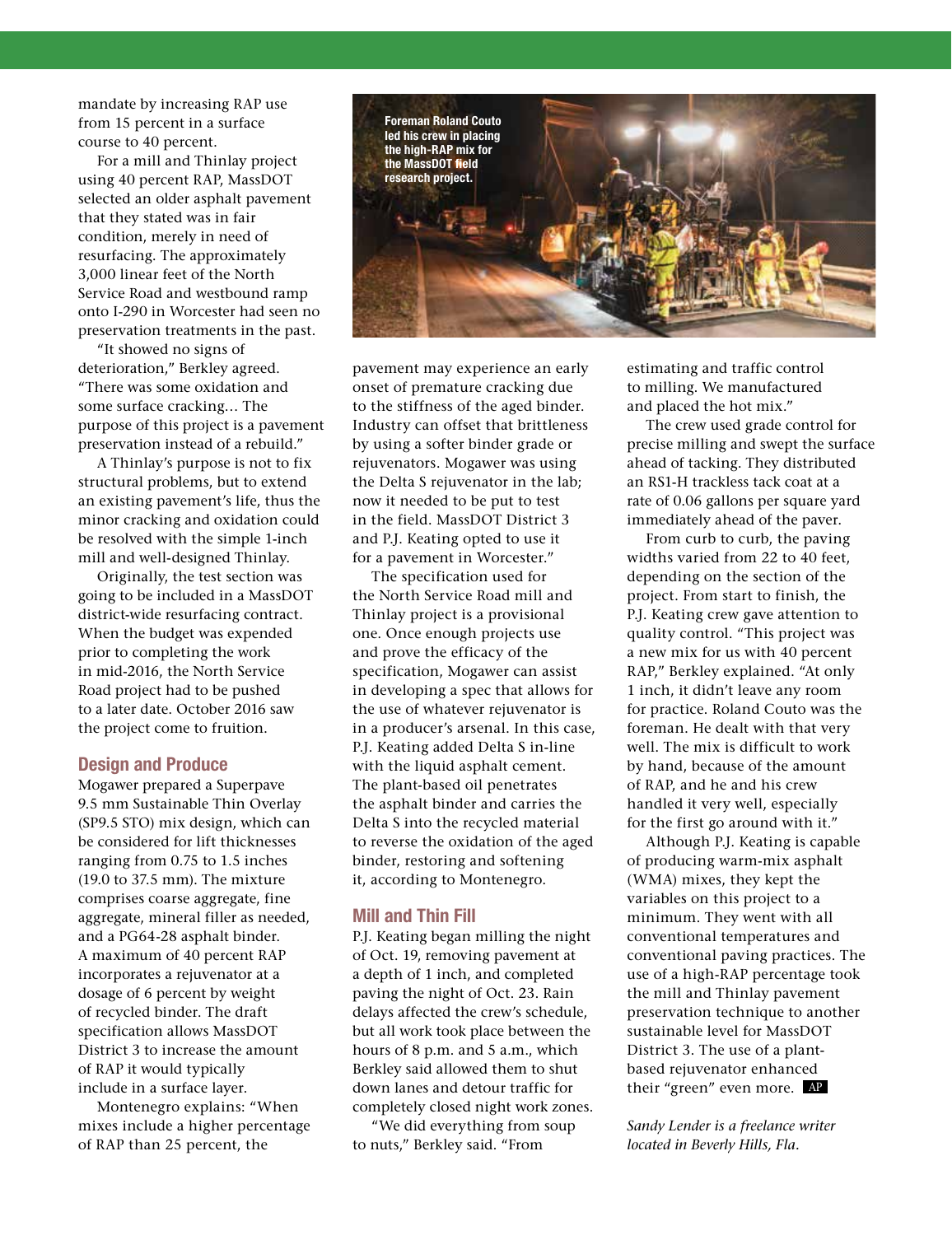mandate by increasing RAP use from 15 percent in a surface course to 40 percent.

For a mill and Thinlay project using 40 percent RAP, MassDOT selected an older asphalt pavement that they stated was in fair condition, merely in need of resurfacing. The approximately 3,000 linear feet of the North Service Road and westbound ramp onto I-290 in Worcester had seen no preservation treatments in the past.

"It showed no signs of deterioration," Berkley agreed. "There was some oxidation and some surface cracking… The purpose of this project is a pavement preservation instead of a rebuild."

A Thinlay's purpose is not to fix structural problems, but to extend an existing pavement's life, thus the minor cracking and oxidation could be resolved with the simple 1-inch mill and well-designed Thinlay.

Originally, the test section was going to be included in a MassDOT district-wide resurfacing contract. When the budget was expended prior to completing the work in mid-2016, the North Service Road project had to be pushed to a later date. October 2016 saw the project come to fruition.

## Design and Produce

Mogawer prepared a Superpave 9.5 mm Sustainable Thin Overlay (SP9.5 STO) mix design, which can be considered for lift thicknesses ranging from 0.75 to 1.5 inches (19.0 to 37.5 mm). The mixture comprises coarse aggregate, fine aggregate, mineral filler as needed, and a PG64-28 asphalt binder. A maximum of 40 percent RAP incorporates a rejuvenator at a dosage of 6 percent by weight of recycled binder. The draft specification allows MassDOT District 3 to increase the amount of RAP it would typically include in a surface layer.

Montenegro explains: "When mixes include a higher percentage of RAP than 25 percent, the pavement may experience an early onset of premature cracking due to the stiffness of the aged binder. Industry can offset that brittleness by using a softer binder grade or rejuvenators. Mogawer was using the Delta S rejuvenator in the lab; now it needed to be put to test in the field. MassDOT District 3 and P.J. Keating opted to use it for a pavement in Worcester."

Foreman Roland Couto led his crew in placing the high-RAP mix for the MassDOT field research project.

The specification used for the North Service Road mill and Thinlay project is a provisional one. Once enough projects use and prove the efficacy of the specification, Mogawer can assist in developing a spec that allows for the use of whatever rejuvenator is in a producer's arsenal. In this case, P.J. Keating added Delta S in-line with the liquid asphalt cement. The plant-based oil penetrates the asphalt binder and carries the Delta S into the recycled material to reverse the oxidation of the aged binder, restoring and softening it, according to Montenegro.

## Mill and Thin Fill

P.J. Keating began milling the night of Oct. 19, removing pavement at a depth of 1 inch, and completed paving the night of Oct. 23. Rain delays affected the crew's schedule, but all work took place between the hours of 8 p.m. and 5 a.m., which Berkley said allowed them to shut down lanes and detour traffic for completely closed night work zones.

"We did everything from soup to nuts," Berkley said. "From estimating and traffic control to milling. We manufactured and placed the hot mix."

The crew used grade control for precise milling and swept the surface ahead of tacking. They distributed an RS1-H trackless tack coat at a rate of 0.06 gallons per square yard immediately ahead of the paver.

From curb to curb, the paving widths varied from 22 to 40 feet, depending on the section of the project. From start to finish, the P.J. Keating crew gave attention to quality control. "This project was a new mix for us with 40 percent RAP," Berkley explained. "At only 1 inch, it didn't leave any room for practice. Roland Couto was the foreman. He dealt with that very well. The mix is difficult to work by hand, because of the amount of RAP, and he and his crew handled it very well, especially for the first go around with it."

Although P.J. Keating is capable of producing warm-mix asphalt (WMA) mixes, they kept the variables on this project to a minimum. They went with all conventional temperatures and conventional paving practices. The use of a high-RAP percentage took the mill and Thinlay pavement preservation technique to another sustainable level for MassDOT District 3. The use of a plant-based rejuvenator enhanced their "green" even more. AP

*Sandy Lender is a freelance writer located in Beverly Hills, Fla.*